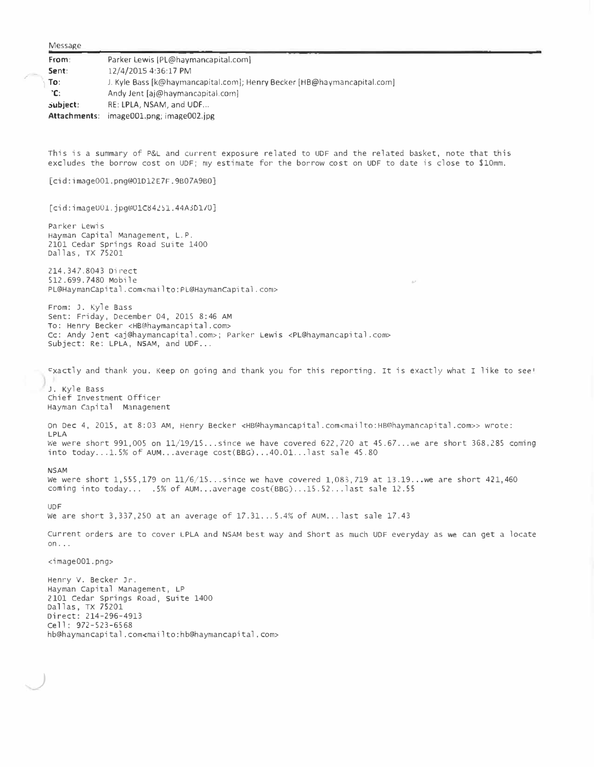Message

| | |
|---|---|
| **From**: | Parker Lewis [PL@haymancapital.com] |
| **Sent**: | 12/4/2015 4:36:17 PM |
| **To**: | J. Kyle Bass [k@haymancapital.com]; Henry Becker [HB@haymancapital.com] |
| **CC**: | Andy Jent [aj@haymancapital.com] |
| **Subject**: | RE: LPLA, NSAM, and UDF... |
| **Attachments**: | image001.png; image002.jpg |

This is a summary of P&L and current exposure related to UDF and the related basket, note that this excludes the borrow cost on UDF; my estimate for the borrow cost on UDF to date is close to $10mm.

[cid:image001.png@01D12E7F.9B07A9B0]

[cid:image001.jpg@01C84251.44A3D170]

Parker Lewis
Hayman Capital Management, L.P.
2101 Cedar Springs Road Suite 1400
Dallas, TX 75201

214.347.8043 Direct
512.699.7480 Mobile
PL@HaymanCapital.com<mailto:PL@HaymanCapital.com>

From: J. Kyle Bass
Sent: Friday, December 04, 2015 8:46 AM
To: Henry Becker <HB@haymancapital.com>
Cc: Andy Jent <aj@haymancapital.com>; Parker Lewis <PL@haymancapital.com>
Subject: Re: LPLA, NSAM, and UDF...

Exactly and thank you. Keep on going and thank you for this reporting. It is exactly what I like to see!

J. Kyle Bass
Chief Investment Officer
Hayman Capital Management

On Dec 4, 2015, at 8:03 AM, Henry Becker <HB@haymancapital.com<mailto:HB@haymancapital.com>> wrote:
LPLA
We were short 991,005 on 11/19/15...since we have covered 622,720 at 45.67...we are short 368,285 coming into today...1.5% of AUM...average cost(BBG)...40.01...last sale 45.80

NSAM
We were short 1,555,179 on 11/6/15...since we have covered 1,083,719 at 13.19...we are short 421,460 coming into today... .5% of AUM...average cost(BBG)...15.52...last sale 12.55

UDF
We are short 3,337,250 at an average of 17.31...5.4% of AUM...last sale 17.43

Current orders are to cover LPLA and NSAM best way and Short as much UDF everyday as we can get a locate on...

<image001.png>

Henry V. Becker Jr.
Hayman Capital Management, LP
2101 Cedar Springs Road, Suite 1400
Dallas, TX 75201
Direct: 214-296-4913
Cell: 972-523-6568
hb@haymancapital.com<mailto:hb@haymancapital.com>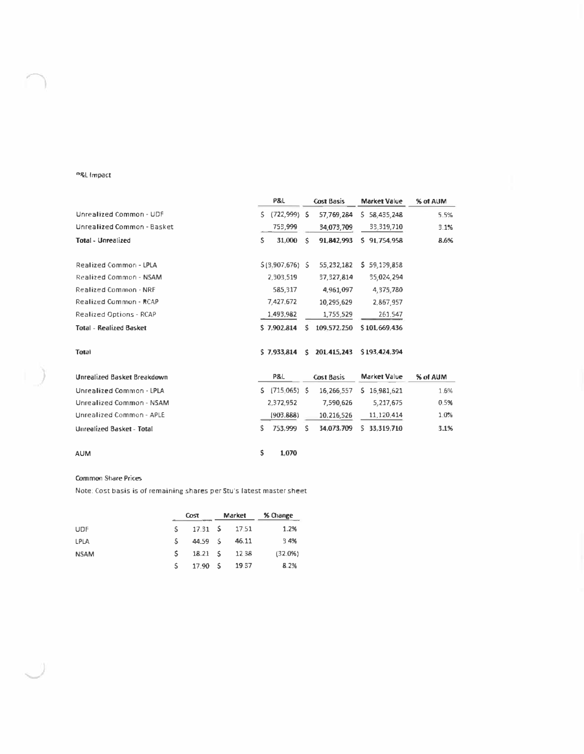P&L Impact

| | P&L | Cost Basis | Market Value | % of AUM |
|---|---|---|---|---|
| Unrealized Common - UDF | $ (722,999) | $ 57,769,284 | $ 58,435,248 | 5.5% |
| Unrealized Common - Basket | 753,999 | 34,073,709 | 33,319,710 | 3.1% |
| **Total - Unrealized** | **$ 31,000** | **$ 91,842,993** | **$ 91,754,958** | **8.6%** |
| | | | | |
| Realized Common - LPLA | $ (3,907,676) | $ 55,232,182 | $ 59,139,858 | |
| Realized Common - NSAM | 2,303,519 | 37,327,814 | 35,024,294 | |
| Realized Common - NRF | 585,317 | 4,961,097 | 4,375,780 | |
| Realized Common - RCAP | 7,427,672 | 10,295,629 | 2,867,957 | |
| Realized Options - RCAP | 1,493,982 | 1,755,529 | 261,547 | |
| **Total - Realized Basket** | **$ 7,902,814** | **$ 109,572,250** | **$ 101,669,436** | |
| | | | | |
| **Total** | **$ 7,933,814** | **$ 201,415,243** | **$ 193,424,394** | |

| Unrealized Basket Breakdown | P&L | Cost Basis | Market Value | % of AUM |
|---|---|---|---|---|
| Unrealized Common - LPLA | $ (715,065) | $ 16,266,557 | $ 16,981,621 | 1.6% |
| Unrealized Common - NSAM | 2,372,952 | 7,590,626 | 5,217,675 | 0.5% |
| Unrealized Common - APLE | (903,888) | 10,216,526 | 11,120,414 | 1.0% |
| **Unrealized Basket - Total** | **$ 753,999** | **$ 34,073,709** | **$ 33,319,710** | **3.1%** |
| | | | | |
| AUM | **$ 1,070** | | | |

Common Share Prices

Note: Cost basis is of remaining shares per Stu's latest master sheet

| | Cost | Market | % Change |
|---|---|---|---|
| UDF | $ 17.31 | $ 17.51 | 1.2% |
| LPLA | $ 44.59 | $ 46.11 | 3.4% |
| NSAM | $ 18.21 | $ 12.38 | (32.0%) |
| | $ 17.90 | $ 19.37 | 8.2% |